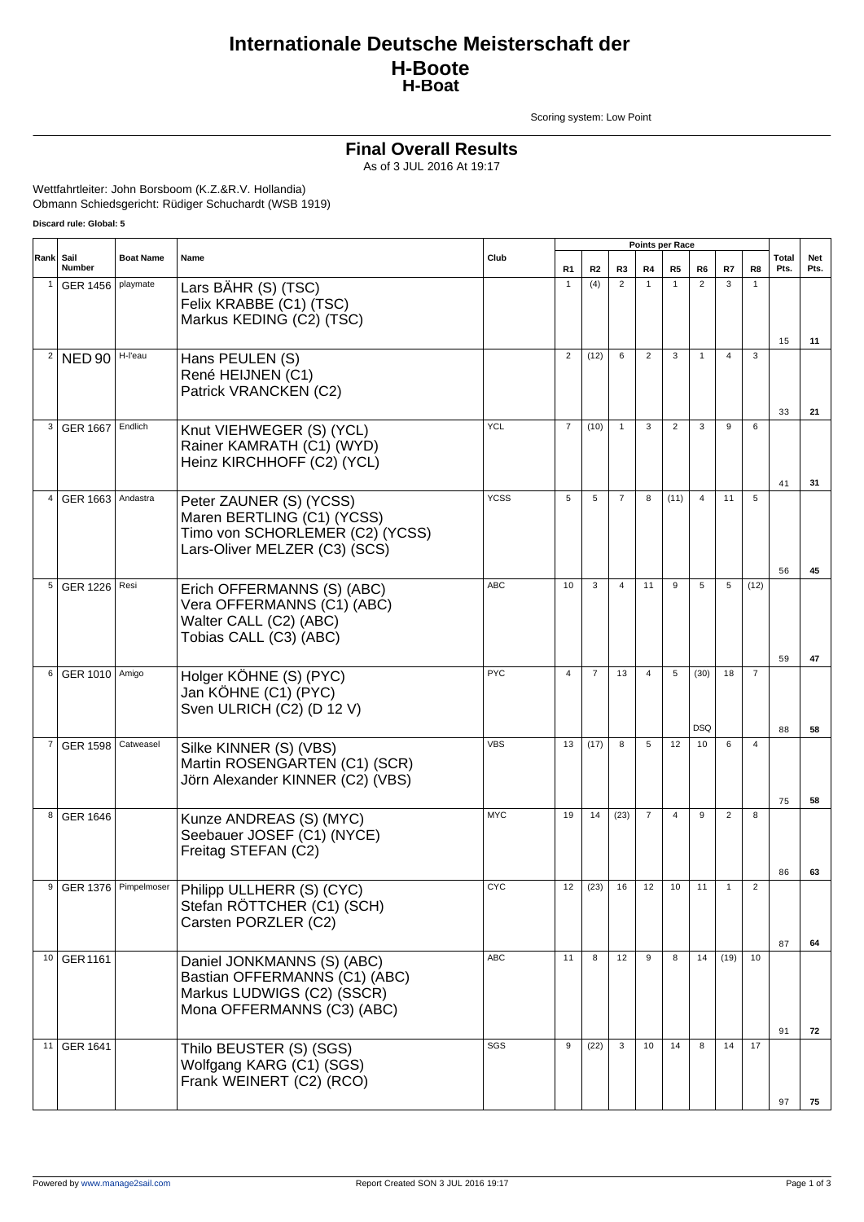# Internationale Deutsche Meisterschaft der H-Boote
## H-Boat

Scoring system: Low Point

## Final Overall Results

As of 3 JUL 2016 At 19:17

Wettfahrtleiter: John Borsboom (K.Z.&R.V. Hollandia)
Obmann Schiedsgericht: Rüdiger Schuchardt (WSB 1919)

**Discard rule: Global: 5**

| Rank | Sail Number | Boat Name | Name | Club | R1 | R2 | R3 | R4 | R5 | R6 | R7 | R8 | Total Pts. | Net Pts. |
|---|---|---|---|---|---|---|---|---|---|---|---|---|---|---|
| 1 | GER 1456 | playmate | Lars BÄHR (S) (TSC)<br>Felix KRABBE (C1) (TSC)<br>Markus KEDING (C2) (TSC) | | 1 | (4) | 2 | 1 | 1 | 2 | 3 | 1 | 15 | 11 |
| 2 | NED 90 | H-l'eau | Hans PEULEN (S)<br>René HEIJNEN (C1)<br>Patrick VRANCKEN (C2) | | 2 | (12) | 6 | 2 | 3 | 1 | 4 | 3 | 33 | 21 |
| 3 | GER 1667 | Endlich | Knut VIEHWEGER (S) (YCL)<br>Rainer KAMRATH (C1) (WYD)<br>Heinz KIRCHHOFF (C2) (YCL) | YCL | 7 | (10) | 1 | 3 | 2 | 3 | 9 | 6 | 41 | 31 |
| 4 | GER 1663 | Andastra | Peter ZAUNER (S) (YCSS)<br>Maren BERTLING (C1) (YCSS)<br>Timo von SCHORLEMER (C2) (YCSS)<br>Lars-Oliver MELZER (C3) (SCS) | YCSS | 5 | 5 | 7 | 8 | (11) | 4 | 11 | 5 | 56 | 45 |
| 5 | GER 1226 | Resi | Erich OFFERMANNS (S) (ABC)<br>Vera OFFERMANNS (C1) (ABC)<br>Walter CALL (C2) (ABC)<br>Tobias CALL (C3) (ABC) | ABC | 10 | 3 | 4 | 11 | 9 | 5 | 5 | (12) | 59 | 47 |
| 6 | GER 1010 | Amigo | Holger KÖHNE (S) (PYC)<br>Jan KÖHNE (C1) (PYC)<br>Sven ULRICH (C2) (D 12 V) | PYC | 4 | 7 | 13 | 4 | 5 | (30) DSQ | 18 | 7 | 88 | 58 |
| 7 | GER 1598 | Catweasel | Silke KINNER (S) (VBS)<br>Martin ROSENGARTEN (C1) (SCR)<br>Jörn Alexander KINNER (C2) (VBS) | VBS | 13 | (17) | 8 | 5 | 12 | 10 | 6 | 4 | 75 | 58 |
| 8 | GER 1646 | | Kunze ANDREAS (S) (MYC)<br>Seebauer JOSEF (C1) (NYCE)<br>Freitag STEFAN (C2) | MYC | 19 | 14 | (23) | 7 | 4 | 9 | 2 | 8 | 86 | 63 |
| 9 | GER 1376 | Pimpelmoser | Philipp ULLHERR (S) (CYC)<br>Stefan RÖTTCHER (C1) (SCH)<br>Carsten PORZLER (C2) | CYC | 12 | (23) | 16 | 12 | 10 | 11 | 1 | 2 | 87 | 64 |
| 10 | GER 1161 | | Daniel JONKMANNS (S) (ABC)<br>Bastian OFFERMANNS (C1) (ABC)<br>Markus LUDWIGS (C2) (SSCR)<br>Mona OFFERMANNS (C3) (ABC) | ABC | 11 | 8 | 12 | 9 | 8 | 14 | (19) | 10 | 91 | 72 |
| 11 | GER 1641 | | Thilo BEUSTER (S) (SGS)<br>Wolfgang KARG (C1) (SGS)<br>Frank WEINERT (C2) (RCO) | SGS | 9 | (22) | 3 | 10 | 14 | 8 | 14 | 17 | 97 | 75 |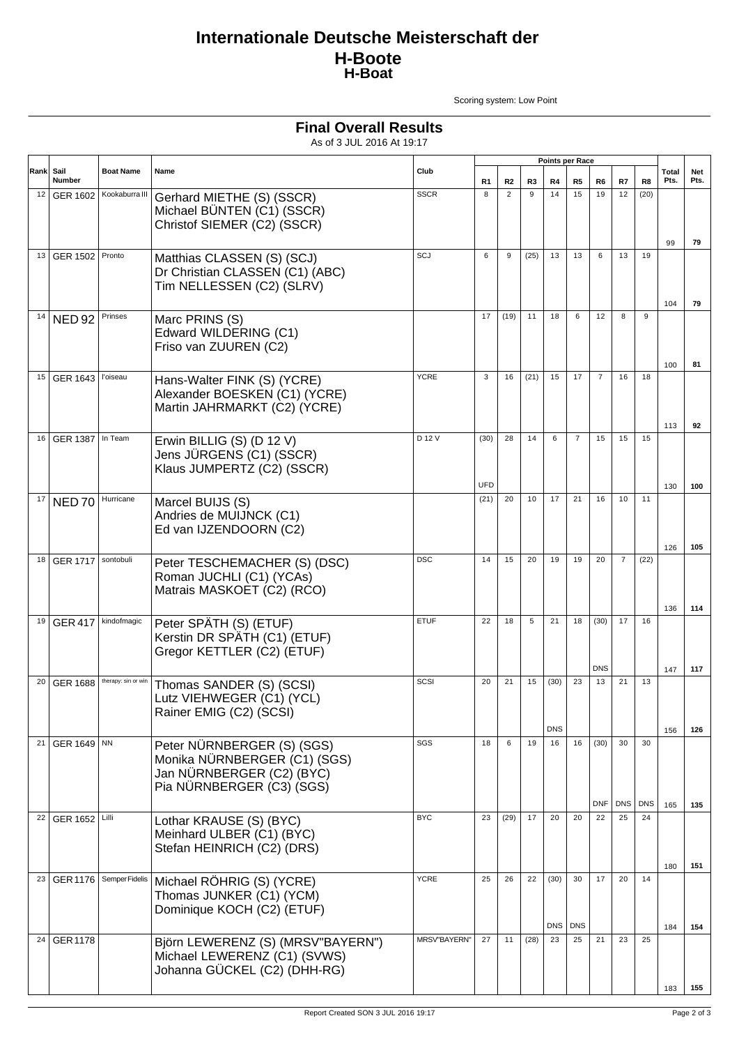# Internationale Deutsche Meisterschaft der H-Boote
## H-Boat

Scoring system: Low Point

## Final Overall Results

As of 3 JUL 2016 At 19:17

| Rank | Sail Number | Boat Name | Name | Club | R1 | R2 | R3 | R4 | R5 | R6 | R7 | R8 | Total Pts. | Net Pts. |
|---|---|---|---|---|---|---|---|---|---|---|---|---|---|---|
| 12 | GER 1602 | Kookaburra III | Gerhard MIETHE (S) (SSCR)<br>Michael BÜNTEN (C1) (SSCR)<br>Christof SIEMER (C2) (SSCR) | SSCR | 8 | 2 | 9 | 14 | 15 | 19 | 12 | (20) | 99 | 79 |
| 13 | GER 1502 | Pronto | Matthias CLASSEN (S) (SCJ)<br>Dr Christian CLASSEN (C1) (ABC)<br>Tim NELLESSEN (C2) (SLRV) | SCJ | 6 | 9 | (25) | 13 | 13 | 6 | 13 | 19 | 104 | 79 |
| 14 | NED 92 | Prinses | Marc PRINS (S)<br>Edward WILDERING (C1)<br>Friso van ZUUREN (C2) | | 17 | (19) | 11 | 18 | 6 | 12 | 8 | 9 | 100 | 81 |
| 15 | GER 1643 | l'oiseau | Hans-Walter FINK (S) (YCRE)<br>Alexander BOESKEN (C1) (YCRE)<br>Martin JAHRMARKT (C2) (YCRE) | YCRE | 3 | 16 | (21) | 15 | 17 | 7 | 16 | 18 | 113 | 92 |
| 16 | GER 1387 | In Team | Erwin BILLIG (S) (D 12 V)<br>Jens JÜRGENS (C1) (SSCR)<br>Klaus JUMPERTZ (C2) (SSCR) | D 12 V | (30) UFD | 28 | 14 | 6 | 7 | 15 | 15 | 15 | 130 | 100 |
| 17 | NED 70 | Hurricane | Marcel BUIJS (S)<br>Andries de MUIJNCK (C1)<br>Ed van IJZENDOORN (C2) | | (21) | 20 | 10 | 17 | 21 | 16 | 10 | 11 | 126 | 105 |
| 18 | GER 1717 | sontobuli | Peter TESCHEMACHER (S) (DSC)<br>Roman JUCHLI (C1) (YCAs)<br>Matrais MASKOET (C2) (RCO) | DSC | 14 | 15 | 20 | 19 | 19 | 20 | 7 | (22) | 136 | 114 |
| 19 | GER 417 | kindofmagic | Peter SPÄTH (S) (ETUF)<br>Kerstin DR SPÄTH (C1) (ETUF)<br>Gregor KETTLER (C2) (ETUF) | ETUF | 22 | 18 | 5 | 21 | 18 | (30) DNS | 17 | 16 | 147 | 117 |
| 20 | GER 1688 | therapy: sin or win | Thomas SANDER (S) (SCSI)<br>Lutz VIEHWEGER (C1) (YCL)<br>Rainer EMIG (C2) (SCSI) | SCSI | 20 | 21 | 15 | (30) DNS | 23 | 13 | 21 | 13 | 156 | 126 |
| 21 | GER 1649 | NN | Peter NÜRNBERGER (S) (SGS)<br>Monika NÜRNBERGER (C1) (SGS)<br>Jan NÜRNBERGER (C2) (BYC)<br>Pia NÜRNBERGER (C3) (SGS) | SGS | 18 | 6 | 19 | 16 | 16 | (30) DNF | 30 DNS | 30 DNS | 165 | 135 |
| 22 | GER 1652 | Lilli | Lothar KRAUSE (S) (BYC)<br>Meinhard ULBER (C1) (BYC)<br>Stefan HEINRICH (C2) (DRS) | BYC | 23 | (29) | 17 | 20 | 20 | 22 | 25 | 24 | 180 | 151 |
| 23 | GER 1176 | Semper Fidelis | Michael RÖHRIG (S) (YCRE)<br>Thomas JUNKER (C1) (YCM)<br>Dominique KOCH (C2) (ETUF) | YCRE | 25 | 26 | 22 | (30) DNS | 30 DNS | 17 | 20 | 14 | 184 | 154 |
| 24 | GER 1178 | | Björn LEWERENZ (S) (MRSV"BAYERN")<br>Michael LEWERENZ (C1) (SVWS)<br>Johanna GÜCKEL (C2) (DHH-RG) | MRSV"BAYERN" | 27 | 11 | (28) | 23 | 25 | 21 | 23 | 25 | 183 | 155 |

Report Created SON 3 JUL 2016 19:17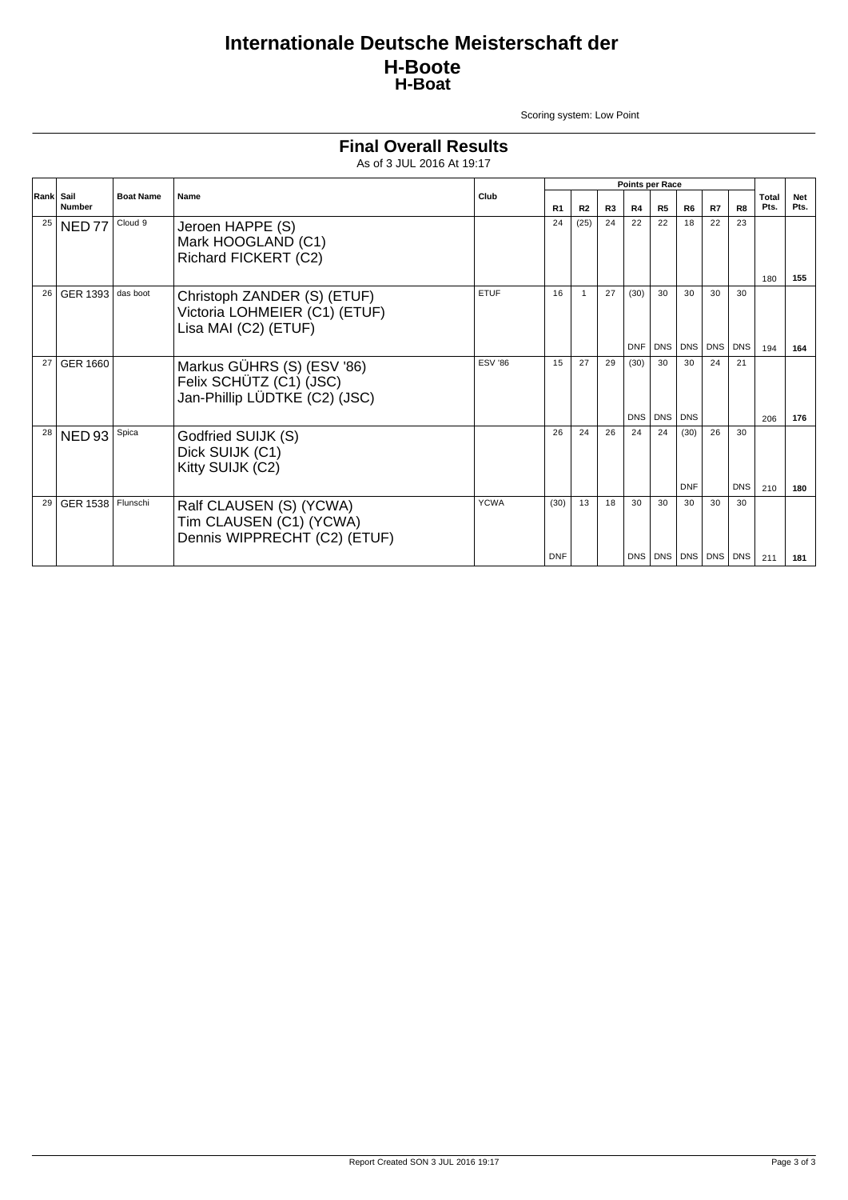# Internationale Deutsche Meisterschaft der

## H-Boote
### H-Boat

Scoring system: Low Point

## Final Overall Results

As of 3 JUL 2016 At 19:17

| Rank | Sail Number | Boat Name | Name | Club | R1 | R2 | R3 | R4 | R5 | R6 | R7 | R8 | Total Pts. | Net Pts. |
|---|---|---|---|---|---|---|---|---|---|---|---|---|---|---|
| | | | | | Points per Race | | | | | | | | | |
| 25 | NED 77 | Cloud 9 | Jeroen HAPPE (S)<br>Mark HOOGLAND (C1)<br>Richard FICKERT (C2) | | 24 | (25) | 24 | 22 | 22 | 18 | 22 | 23 | 180 | 155 |
| 26 | GER 1393 | das boot | Christoph ZANDER (S) (ETUF)<br>Victoria LOHMEIER (C1) (ETUF)<br>Lisa MAI (C2) (ETUF) | ETUF | 16 | 1 | 27 | (30) DNF | 30 DNS | 30 DNS | 30 DNS | 30 DNS | 194 | 164 |
| 27 | GER 1660 | | Markus GÜHRS (S) (ESV '86)<br>Felix SCHÜTZ (C1) (JSC)<br>Jan-Phillip LÜDTKE (C2) (JSC) | ESV '86 | 15 | 27 | 29 | (30) DNS | 30 DNS | 30 DNS | 24 | 21 | 206 | 176 |
| 28 | NED 93 | Spica | Godfried SUIJK (S)<br>Dick SUIJK (C1)<br>Kitty SUIJK (C2) | | 26 | 24 | 26 | 24 | 24 | (30) DNF | 26 | 30 DNS | 210 | 180 |
| 29 | GER 1538 | Flunschi | Ralf CLAUSEN (S) (YCWA)<br>Tim CLAUSEN (C1) (YCWA)<br>Dennis WIPPRECHT (C2) (ETUF) | YCWA | (30) DNF | 13 | 18 | 30 DNS | 30 DNS | 30 DNS | 30 DNS | 30 DNS | 211 | 181 |

Report Created SON 3 JUL 2016 19:17